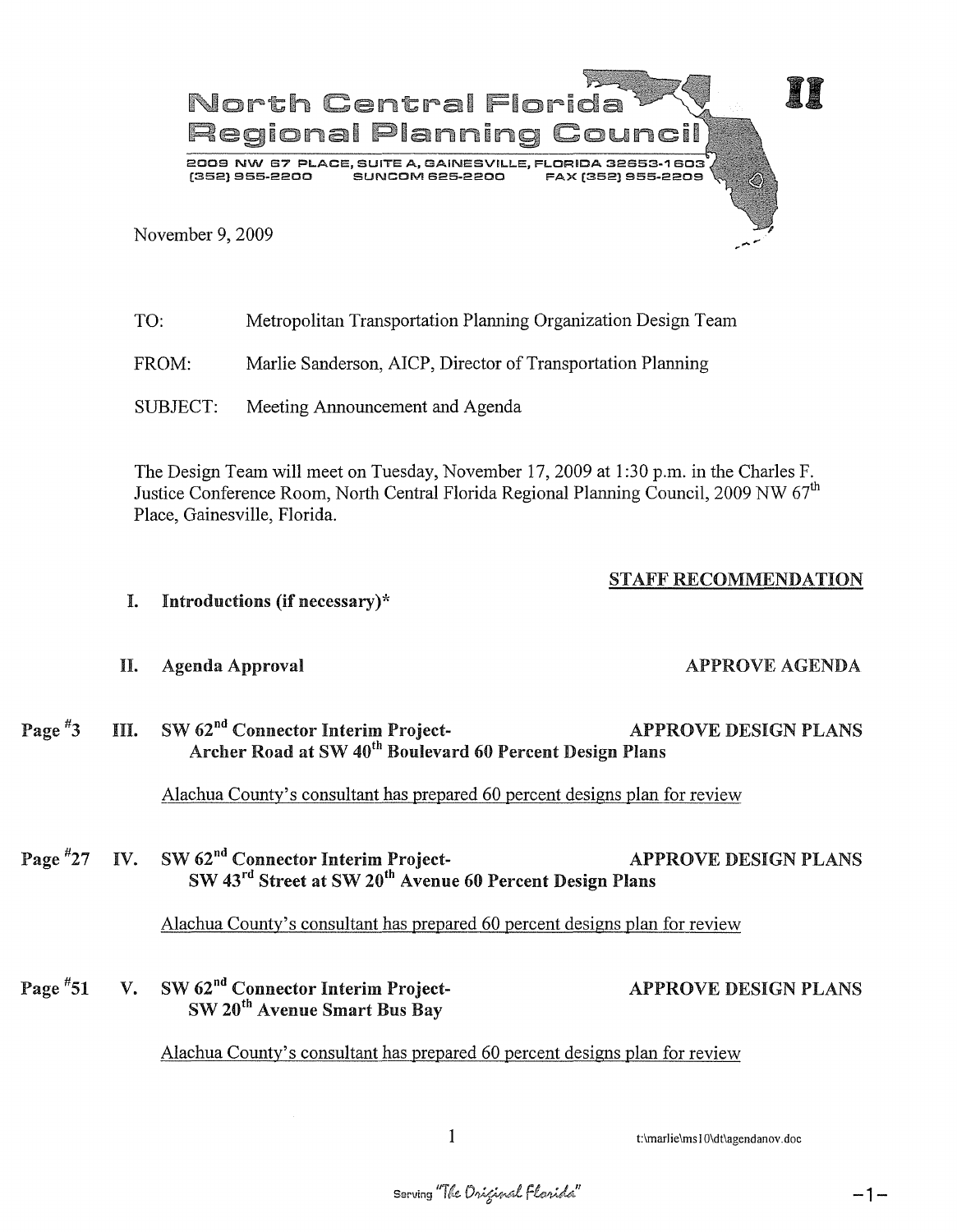# North Central Florida Regional Planning Council

2009 NW 67 PLACE, SUITE A, GAINESVILLE, FLORIDA 32653-1603
(352) 955-2200 SUNCOM 625-2200 FAX (352) 955-2209

II

November 9, 2009

TO: Metropolitan Transportation Planning Organization Design Team

FROM: Marlie Sanderson, AICP, Director of Transportation Planning

SUBJECT: Meeting Announcement and Agenda

The Design Team will meet on Tuesday, November 17, 2009 at 1:30 p.m. in the Charles F. Justice Conference Room, North Central Florida Regional Planning Council, 2009 NW 67th Place, Gainesville, Florida.

**STAFF RECOMMENDATION**

**I. Introductions (if necessary)***

**II. Agenda Approval** — **APPROVE AGENDA**

Page #3 **III. SW 62nd Connector Interim Project- Archer Road at SW 40th Boulevard 60 Percent Design Plans** — **APPROVE DESIGN PLANS**

Alachua County's consultant has prepared 60 percent designs plan for review

Page #27 **IV. SW 62nd Connector Interim Project- SW 43rd Street at SW 20th Avenue 60 Percent Design Plans** — **APPROVE DESIGN PLANS**

Alachua County's consultant has prepared 60 percent designs plan for review

Page #51 **V. SW 62nd Connector Interim Project- SW 20th Avenue Smart Bus Bay** — **APPROVE DESIGN PLANS**

Alachua County's consultant has prepared 60 percent designs plan for review

t:\marlie\ms10\dt\agendanov.doc

Serving "The Original Florida"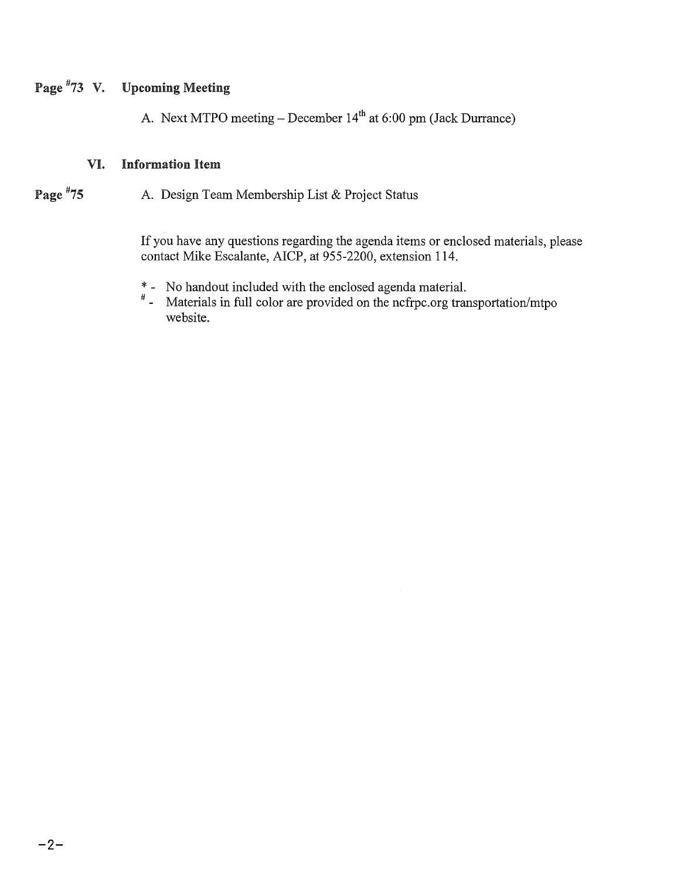Page #73 **V. Upcoming Meeting**

A. Next MTPO meeting – December 14th at 6:00 pm (Jack Durrance)

**VI. Information Item**

Page #75 A. Design Team Membership List & Project Status

If you have any questions regarding the agenda items or enclosed materials, please contact Mike Escalante, AICP, at 955-2200, extension 114.

\* - No handout included with the enclosed agenda material.
\# - Materials in full color are provided on the ncfrpc.org transportation/mtpo website.